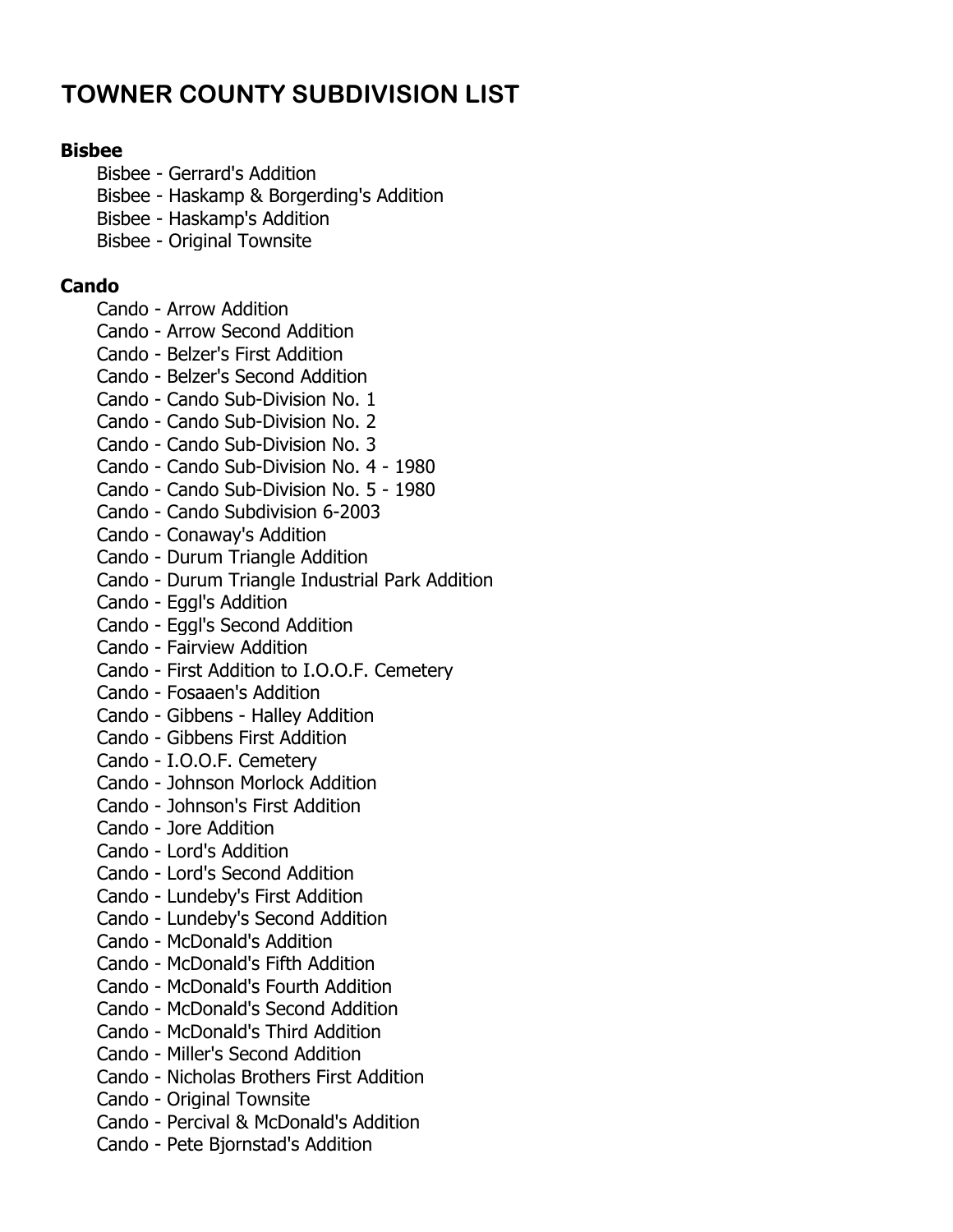# TOWNER COUNTY SUBDIVISION LIST

**Bisbee**

- Bisbee - Gerrard's Addition
- Bisbee - Haskamp & Borgerding's Addition
- Bisbee - Haskamp's Addition
- Bisbee - Original Townsite

**Cando**

- Cando - Arrow Addition
- Cando - Arrow Second Addition
- Cando - Belzer's First Addition
- Cando - Belzer's Second Addition
- Cando - Cando Sub-Division No. 1
- Cando - Cando Sub-Division No. 2
- Cando - Cando Sub-Division No. 3
- Cando - Cando Sub-Division No. 4 - 1980
- Cando - Cando Sub-Division No. 5 - 1980
- Cando - Cando Subdivision 6-2003
- Cando - Conaway's Addition
- Cando - Durum Triangle Addition
- Cando - Durum Triangle Industrial Park Addition
- Cando - Eggl's Addition
- Cando - Eggl's Second Addition
- Cando - Fairview Addition
- Cando - First Addition to I.O.O.F. Cemetery
- Cando - Fosaaen's Addition
- Cando - Gibbens - Halley Addition
- Cando - Gibbens First Addition
- Cando - I.O.O.F. Cemetery
- Cando - Johnson Morlock Addition
- Cando - Johnson's First Addition
- Cando - Jore Addition
- Cando - Lord's Addition
- Cando - Lord's Second Addition
- Cando - Lundeby's First Addition
- Cando - Lundeby's Second Addition
- Cando - McDonald's Addition
- Cando - McDonald's Fifth Addition
- Cando - McDonald's Fourth Addition
- Cando - McDonald's Second Addition
- Cando - McDonald's Third Addition
- Cando - Miller's Second Addition
- Cando - Nicholas Brothers First Addition
- Cando - Original Townsite
- Cando - Percival & McDonald's Addition
- Cando - Pete Bjornstad's Addition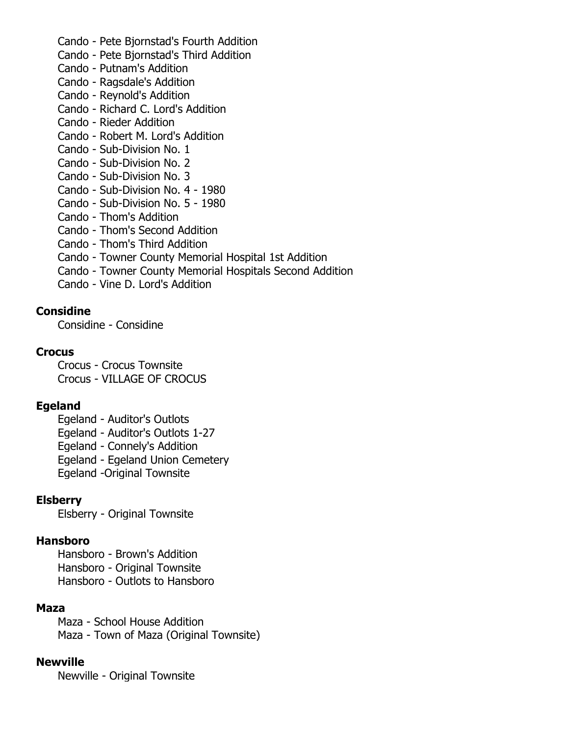Cando - Pete Bjornstad's Fourth Addition
Cando - Pete Bjornstad's Third Addition
Cando - Putnam's Addition
Cando - Ragsdale's Addition
Cando - Reynold's Addition
Cando - Richard C. Lord's Addition
Cando - Rieder Addition
Cando - Robert M. Lord's Addition
Cando - Sub-Division No. 1
Cando - Sub-Division No. 2
Cando - Sub-Division No. 3
Cando - Sub-Division No. 4 - 1980
Cando - Sub-Division No. 5 - 1980
Cando - Thom's Addition
Cando - Thom's Second Addition
Cando - Thom's Third Addition
Cando - Towner County Memorial Hospital 1st Addition
Cando - Towner County Memorial Hospitals Second Addition
Cando - Vine D. Lord's Addition

**Considine**

Considine - Considine

**Crocus**

Crocus - Crocus Townsite
Crocus - VILLAGE OF CROCUS

**Egeland**

Egeland - Auditor's Outlots
Egeland - Auditor's Outlots 1-27
Egeland - Connely's Addition
Egeland - Egeland Union Cemetery
Egeland -Original Townsite

**Elsberry**

Elsberry - Original Townsite

**Hansboro**

Hansboro - Brown's Addition
Hansboro - Original Townsite
Hansboro - Outlots to Hansboro

**Maza**

Maza - School House Addition
Maza - Town of Maza (Original Townsite)

**Newville**

Newville - Original Townsite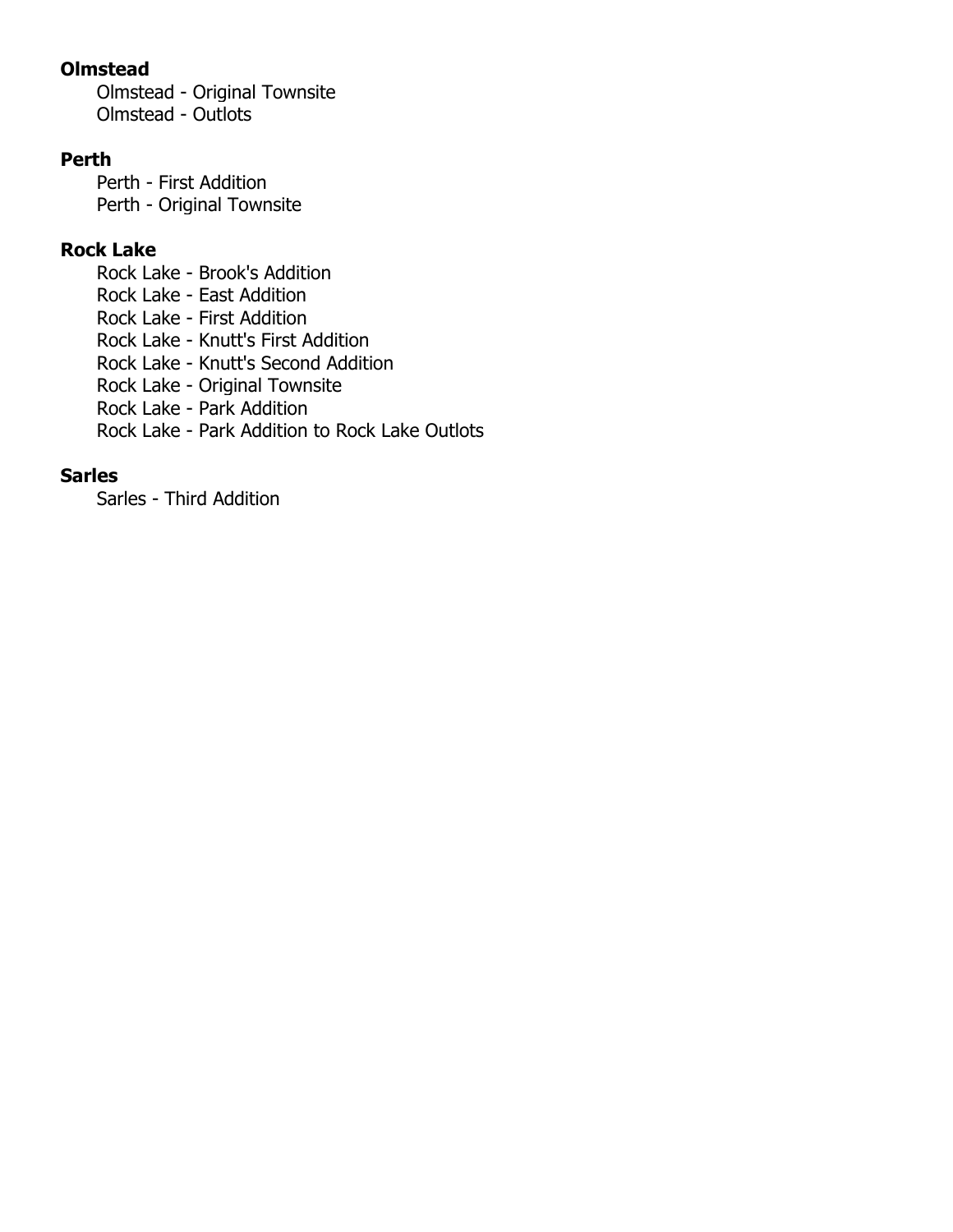**Olmstead**

- Olmstead - Original Townsite
- Olmstead - Outlots

**Perth**

- Perth - First Addition
- Perth - Original Townsite

**Rock Lake**

- Rock Lake - Brook's Addition
- Rock Lake - East Addition
- Rock Lake - First Addition
- Rock Lake - Knutt's First Addition
- Rock Lake - Knutt's Second Addition
- Rock Lake - Original Townsite
- Rock Lake - Park Addition
- Rock Lake - Park Addition to Rock Lake Outlots

**Sarles**

- Sarles - Third Addition